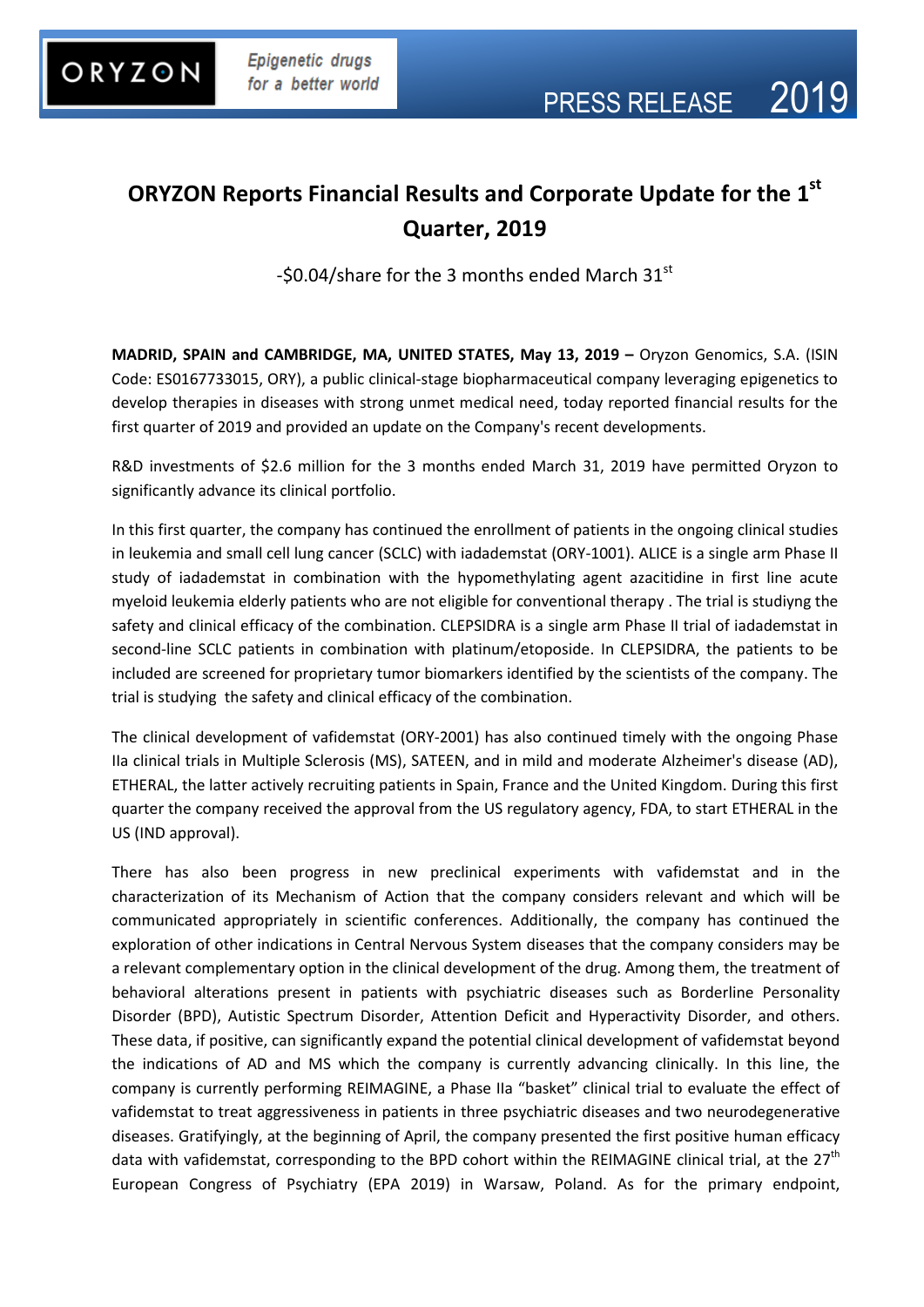# ORYZON Reports Financial Results and Corporate Update for the 1st Quarter, 2019

-\$0.04/share for the 3 months ended March 31st

**MADRID, SPAIN and CAMBRIDGE, MA, UNITED STATES, May 13, 2019 –** Oryzon Genomics, S.A. (ISIN Code: ES0167733015, ORY), a public clinical-stage biopharmaceutical company leveraging epigenetics to develop therapies in diseases with strong unmet medical need, today reported financial results for the first quarter of 2019 and provided an update on the Company's recent developments.

R&D investments of \$2.6 million for the 3 months ended March 31, 2019 have permitted Oryzon to significantly advance its clinical portfolio.

In this first quarter, the company has continued the enrollment of patients in the ongoing clinical studies in leukemia and small cell lung cancer (SCLC) with iadademstat (ORY-1001). ALICE is a single arm Phase II study of iadademstat in combination with the hypomethylating agent azacitidine in first line acute myeloid leukemia elderly patients who are not eligible for conventional therapy . The trial is studiyng the safety and clinical efficacy of the combination. CLEPSIDRA is a single arm Phase II trial of iadademstat in second-line SCLC patients in combination with platinum/etoposide. In CLEPSIDRA, the patients to be included are screened for proprietary tumor biomarkers identified by the scientists of the company. The trial is studying the safety and clinical efficacy of the combination.

The clinical development of vafidemstat (ORY-2001) has also continued timely with the ongoing Phase IIa clinical trials in Multiple Sclerosis (MS), SATEEN, and in mild and moderate Alzheimer's disease (AD), ETHERAL, the latter actively recruiting patients in Spain, France and the United Kingdom. During this first quarter the company received the approval from the US regulatory agency, FDA, to start ETHERAL in the US (IND approval).

There has also been progress in new preclinical experiments with vafidemstat and in the characterization of its Mechanism of Action that the company considers relevant and which will be communicated appropriately in scientific conferences. Additionally, the company has continued the exploration of other indications in Central Nervous System diseases that the company considers may be a relevant complementary option in the clinical development of the drug. Among them, the treatment of behavioral alterations present in patients with psychiatric diseases such as Borderline Personality Disorder (BPD), Autistic Spectrum Disorder, Attention Deficit and Hyperactivity Disorder, and others. These data, if positive, can significantly expand the potential clinical development of vafidemstat beyond the indications of AD and MS which the company is currently advancing clinically. In this line, the company is currently performing REIMAGINE, a Phase IIa "basket" clinical trial to evaluate the effect of vafidemstat to treat aggressiveness in patients in three psychiatric diseases and two neurodegenerative diseases. Gratifyingly, at the beginning of April, the company presented the first positive human efficacy data with vafidemstat, corresponding to the BPD cohort within the REIMAGINE clinical trial, at the 27th European Congress of Psychiatry (EPA 2019) in Warsaw, Poland. As for the primary endpoint,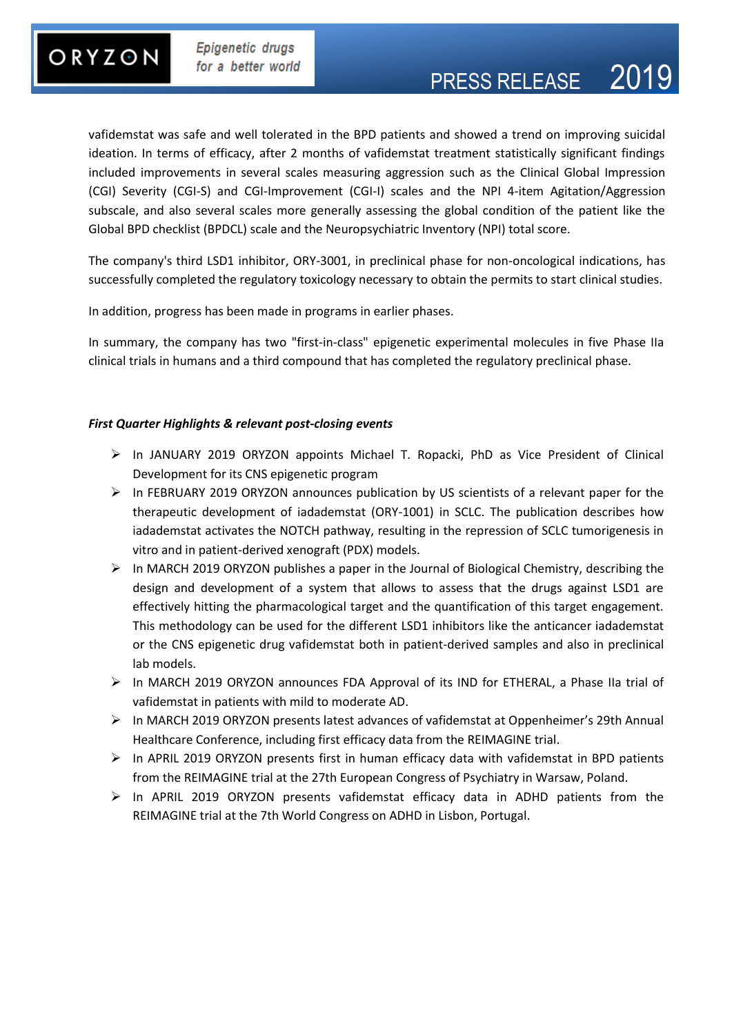vafidemstat was safe and well tolerated in the BPD patients and showed a trend on improving suicidal ideation. In terms of efficacy, after 2 months of vafidemstat treatment statistically significant findings included improvements in several scales measuring aggression such as the Clinical Global Impression (CGI) Severity (CGI-S) and CGI-Improvement (CGI-I) scales and the NPI 4-item Agitation/Aggression subscale, and also several scales more generally assessing the global condition of the patient like the Global BPD checklist (BPDCL) scale and the Neuropsychiatric Inventory (NPI) total score.

The company's third LSD1 inhibitor, ORY-3001, in preclinical phase for non-oncological indications, has successfully completed the regulatory toxicology necessary to obtain the permits to start clinical studies.

In addition, progress has been made in programs in earlier phases.

In summary, the company has two "first-in-class" epigenetic experimental molecules in five Phase IIa clinical trials in humans and a third compound that has completed the regulatory preclinical phase.

***First Quarter Highlights & relevant post-closing events***

- In JANUARY 2019 ORYZON appoints Michael T. Ropacki, PhD as Vice President of Clinical Development for its CNS epigenetic program
- In FEBRUARY 2019 ORYZON announces publication by US scientists of a relevant paper for the therapeutic development of iadademstat (ORY-1001) in SCLC. The publication describes how iadademstat activates the NOTCH pathway, resulting in the repression of SCLC tumorigenesis in vitro and in patient-derived xenograft (PDX) models.
- In MARCH 2019 ORYZON publishes a paper in the Journal of Biological Chemistry, describing the design and development of a system that allows to assess that the drugs against LSD1 are effectively hitting the pharmacological target and the quantification of this target engagement. This methodology can be used for the different LSD1 inhibitors like the anticancer iadademstat or the CNS epigenetic drug vafidemstat both in patient-derived samples and also in preclinical lab models.
- In MARCH 2019 ORYZON announces FDA Approval of its IND for ETHERAL, a Phase IIa trial of vafidemstat in patients with mild to moderate AD.
- In MARCH 2019 ORYZON presents latest advances of vafidemstat at Oppenheimer's 29th Annual Healthcare Conference, including first efficacy data from the REIMAGINE trial.
- In APRIL 2019 ORYZON presents first in human efficacy data with vafidemstat in BPD patients from the REIMAGINE trial at the 27th European Congress of Psychiatry in Warsaw, Poland.
- In APRIL 2019 ORYZON presents vafidemstat efficacy data in ADHD patients from the REIMAGINE trial at the 7th World Congress on ADHD in Lisbon, Portugal.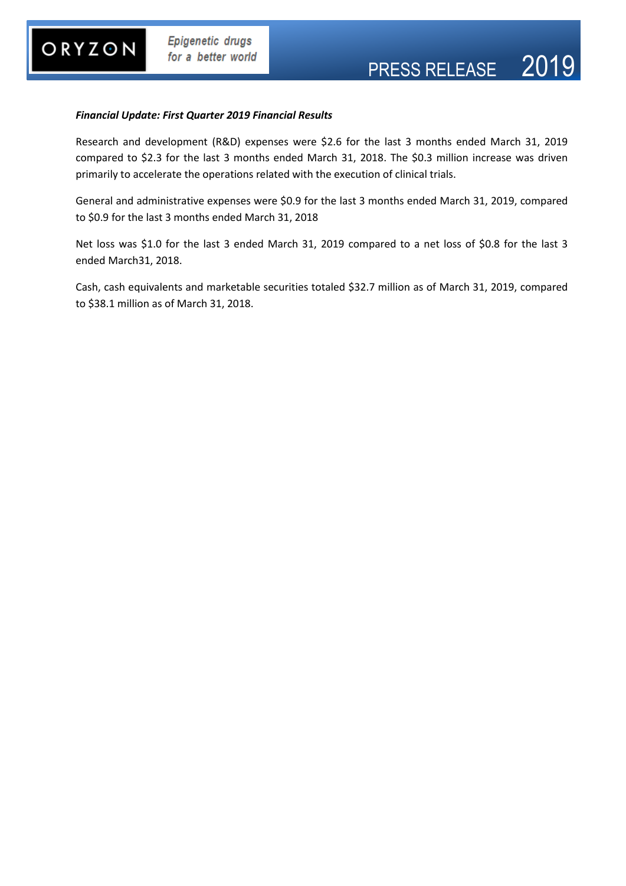***Financial Update: First Quarter 2019 Financial Results***

Research and development (R&D) expenses were $2.6 for the last 3 months ended March 31, 2019 compared to $2.3 for the last 3 months ended March 31, 2018. The $0.3 million increase was driven primarily to accelerate the operations related with the execution of clinical trials.

General and administrative expenses were $0.9 for the last 3 months ended March 31, 2019, compared to $0.9 for the last 3 months ended March 31, 2018

Net loss was $1.0 for the last 3 ended March 31, 2019 compared to a net loss of $0.8 for the last 3 ended March31, 2018.

Cash, cash equivalents and marketable securities totaled $32.7 million as of March 31, 2019, compared to $38.1 million as of March 31, 2018.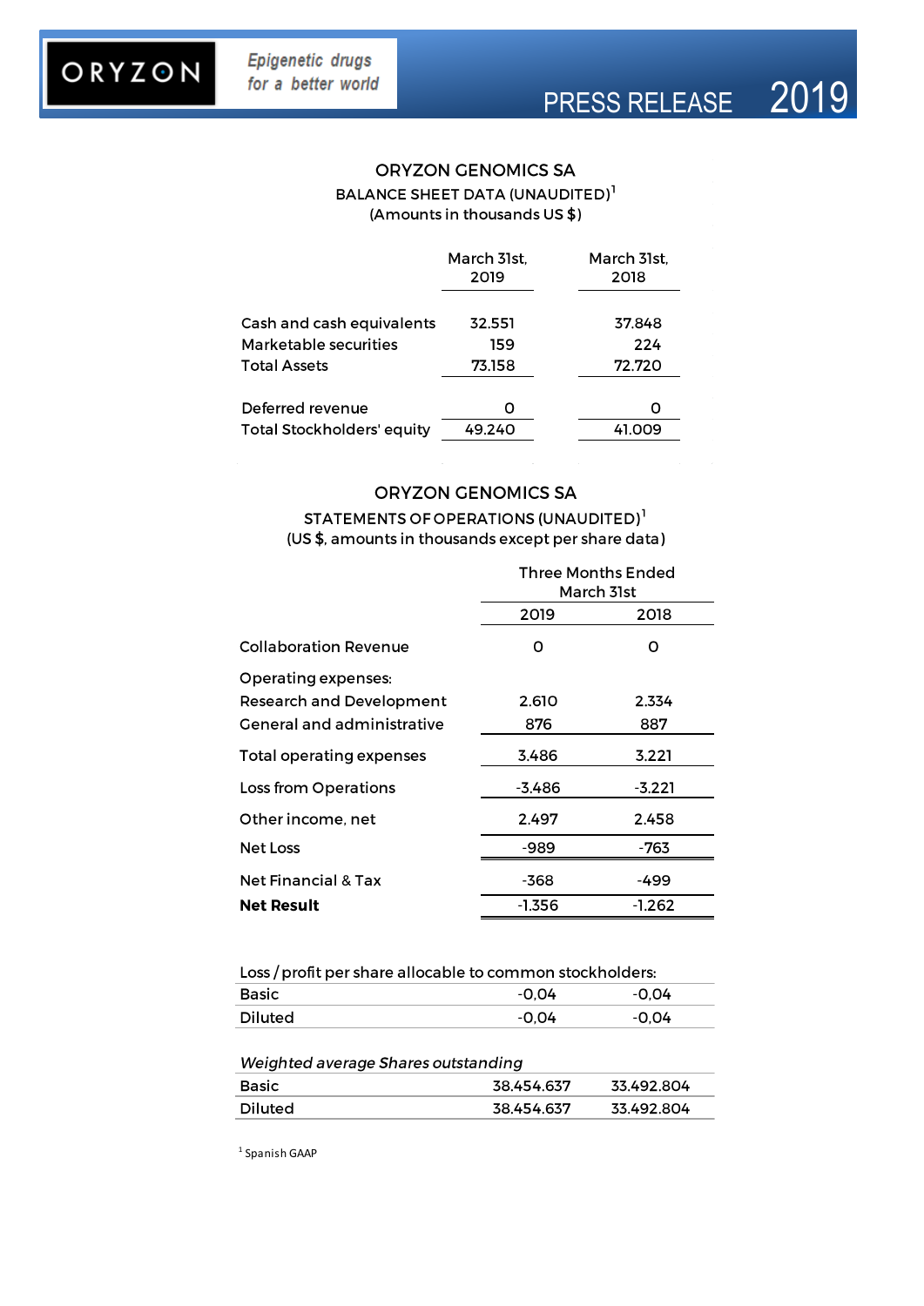## ORYZON GENOMICS SA

BALANCE SHEET DATA (UNAUDITED)[1]

(Amounts in thousands US $)

| | March 31st, 2019 | March 31st, 2018 |
|---|---|---|
| Cash and cash equivalents | 32.551 | 37.848 |
| Marketable securities | 159 | 224 |
| Total Assets | 73.158 | 72.720 |
| Deferred revenue | 0 | 0 |
| Total Stockholders' equity | 49.240 | 41.009 |

## ORYZON GENOMICS SA

STATEMENTS OF OPERATIONS (UNAUDITED)[1]

(US $, amounts in thousands except per share data)

| | Three Months Ended March 31st | |
|---|---|---|
| | 2019 | 2018 |
| Collaboration Revenue | 0 | 0 |
| Operating expenses: | | |
| Research and Development | 2.610 | 2.334 |
| General and administrative | 876 | 887 |
| Total operating expenses | 3.486 | 3.221 |
| Loss from Operations | -3.486 | -3.221 |
| Other income, net | 2.497 | 2.458 |
| Net Loss | -989 | -763 |
| Net Financial & Tax | -368 | -499 |
| **Net Result** | -1.356 | -1.262 |

| Loss / profit per share allocable to common stockholders: | | |
|---|---|---|
| Basic | -0,04 | -0,04 |
| Diluted | -0,04 | -0,04 |

| *Weighted average Shares outstanding* | | |
|---|---|---|
| Basic | 38.454.637 | 33.492.804 |
| Diluted | 38.454.637 | 33.492.804 |

[1] Spanish GAAP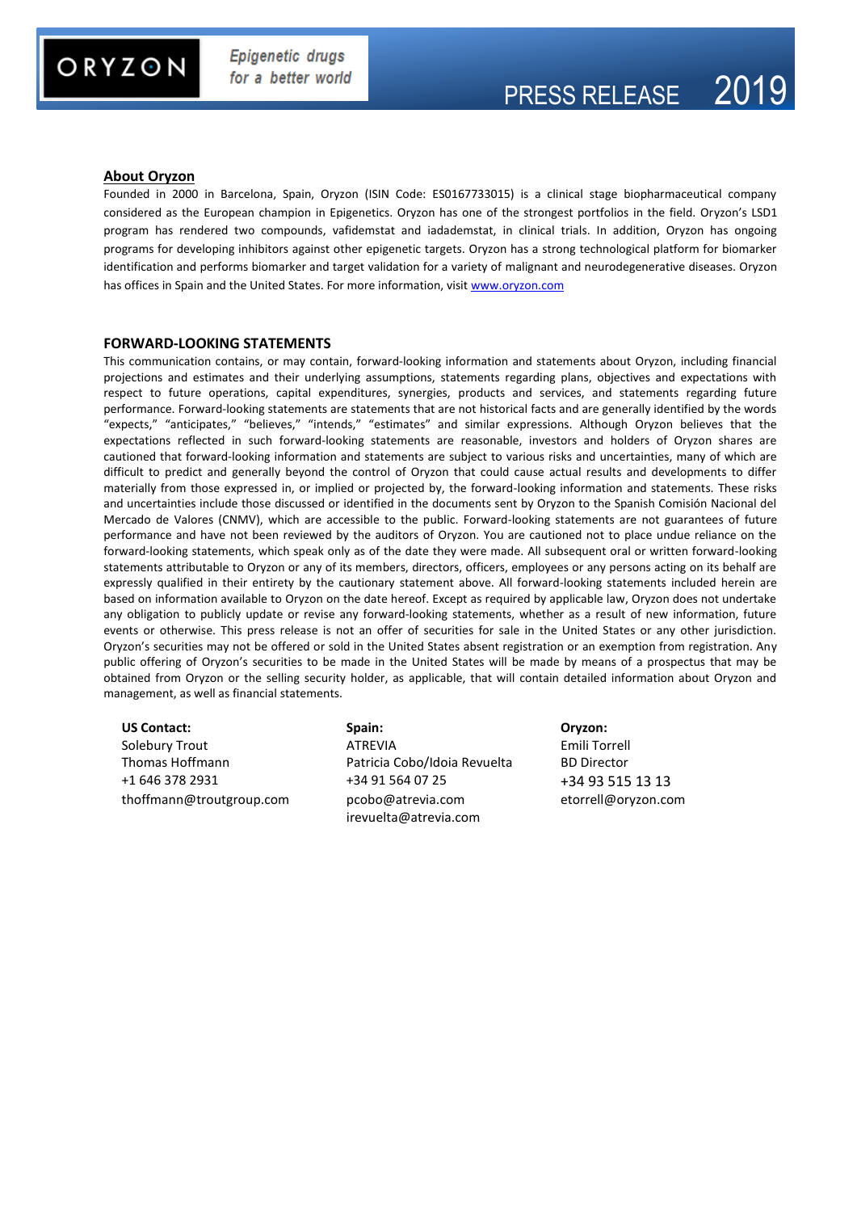## About Oryzon

Founded in 2000 in Barcelona, Spain, Oryzon (ISIN Code: ES0167733015) is a clinical stage biopharmaceutical company considered as the European champion in Epigenetics. Oryzon has one of the strongest portfolios in the field. Oryzon's LSD1 program has rendered two compounds, vafidemstat and iadademstat, in clinical trials. In addition, Oryzon has ongoing programs for developing inhibitors against other epigenetic targets. Oryzon has a strong technological platform for biomarker identification and performs biomarker and target validation for a variety of malignant and neurodegenerative diseases. Oryzon has offices in Spain and the United States. For more information, visit www.oryzon.com

## FORWARD-LOOKING STATEMENTS

This communication contains, or may contain, forward-looking information and statements about Oryzon, including financial projections and estimates and their underlying assumptions, statements regarding plans, objectives and expectations with respect to future operations, capital expenditures, synergies, products and services, and statements regarding future performance. Forward-looking statements are statements that are not historical facts and are generally identified by the words "expects," "anticipates," "believes," "intends," "estimates" and similar expressions. Although Oryzon believes that the expectations reflected in such forward-looking statements are reasonable, investors and holders of Oryzon shares are cautioned that forward-looking information and statements are subject to various risks and uncertainties, many of which are difficult to predict and generally beyond the control of Oryzon that could cause actual results and developments to differ materially from those expressed in, or implied or projected by, the forward-looking information and statements. These risks and uncertainties include those discussed or identified in the documents sent by Oryzon to the Spanish Comisión Nacional del Mercado de Valores (CNMV), which are accessible to the public. Forward-looking statements are not guarantees of future performance and have not been reviewed by the auditors of Oryzon. You are cautioned not to place undue reliance on the forward-looking statements, which speak only as of the date they were made. All subsequent oral or written forward-looking statements attributable to Oryzon or any of its members, directors, officers, employees or any persons acting on its behalf are expressly qualified in their entirety by the cautionary statement above. All forward-looking statements included herein are based on information available to Oryzon on the date hereof. Except as required by applicable law, Oryzon does not undertake any obligation to publicly update or revise any forward-looking statements, whether as a result of new information, future events or otherwise. This press release is not an offer of securities for sale in the United States or any other jurisdiction. Oryzon's securities may not be offered or sold in the United States absent registration or an exemption from registration. Any public offering of Oryzon's securities to be made in the United States will be made by means of a prospectus that may be obtained from Oryzon or the selling security holder, as applicable, that will contain detailed information about Oryzon and management, as well as financial statements.

**US Contact:**
Solebury Trout
Thomas Hoffmann
+1 646 378 2931
thoffmann@troutgroup.com

**Spain:**
ATREVIA
Patricia Cobo/Idoia Revuelta
+34 91 564 07 25
pcobo@atrevia.com
irevuelta@atrevia.com

**Oryzon:**
Emili Torrell
BD Director
+34 93 515 13 13
etorrell@oryzon.com